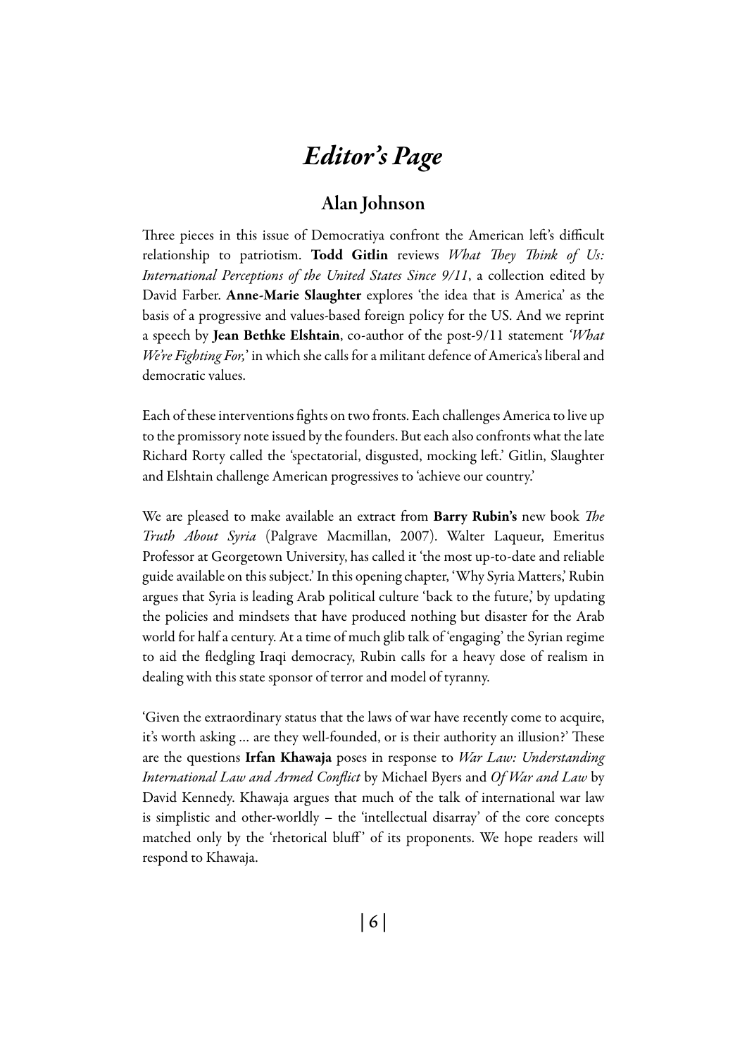# *Editor's Page*

## Alan Johnson

Three pieces in this issue of Democratiya confront the American left's difficult relationship to patriotism. **Todd Gitlin** reviews *What They Think of Us: International Perceptions of the United States Since 9/11*, a collection edited by David Farber. **Anne-Marie Slaughter** explores 'the idea that is America' as the basis of a progressive and values-based foreign policy for the US. And we reprint a speech by **Jean Bethke Elshtain**, co-author of the post-9/11 statement *'What We're Fighting For,'* in which she calls for a militant defence of America's liberal and democratic values.

Each of these interventions fights on two fronts. Each challenges America to live up to the promissory note issued by the founders. But each also confronts what the late Richard Rorty called the 'spectatorial, disgusted, mocking left.' Gitlin, Slaughter and Elshtain challenge American progressives to 'achieve our country.'

We are pleased to make available an extract from **Barry Rubin's** new book *The Truth About Syria* (Palgrave Macmillan, 2007). Walter Laqueur, Emeritus Professor at Georgetown University, has called it 'the most up-to-date and reliable guide available on this subject.' In this opening chapter, 'Why Syria Matters,' Rubin argues that Syria is leading Arab political culture 'back to the future,' by updating the policies and mindsets that have produced nothing but disaster for the Arab world for half a century. At a time of much glib talk of 'engaging' the Syrian regime to aid the fledgling Iraqi democracy, Rubin calls for a heavy dose of realism in dealing with this state sponsor of terror and model of tyranny.

'Given the extraordinary status that the laws of war have recently come to acquire, it's worth asking … are they well-founded, or is their authority an illusion?' These are the questions **Irfan Khawaja** poses in response to *War Law: Understanding International Law and Armed Conflict* by Michael Byers and *Of War and Law* by David Kennedy. Khawaja argues that much of the talk of international war law is simplistic and other-worldly – the 'intellectual disarray' of the core concepts matched only by the 'rhetorical bluff' of its proponents. We hope readers will respond to Khawaja.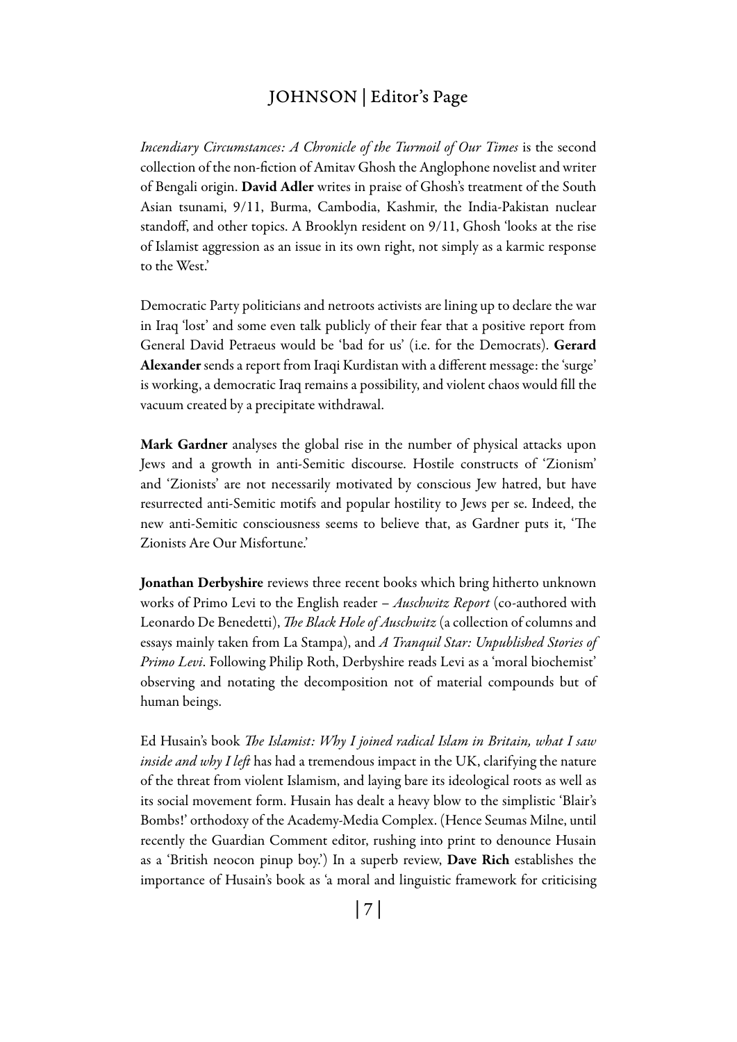*Incendiary Circumstances: A Chronicle of the Turmoil of Our Times* is the second collection of the non-fiction of Amitav Ghosh the Anglophone novelist and writer of Bengali origin. **David Adler** writes in praise of Ghosh's treatment of the South Asian tsunami, 9/11, Burma, Cambodia, Kashmir, the India-Pakistan nuclear standoff, and other topics. A Brooklyn resident on 9/11, Ghosh 'looks at the rise of Islamist aggression as an issue in its own right, not simply as a karmic response to the West.'

Democratic Party politicians and netroots activists are lining up to declare the war in Iraq 'lost' and some even talk publicly of their fear that a positive report from General David Petraeus would be 'bad for us' (i.e. for the Democrats). **Gerard Alexander** sends a report from Iraqi Kurdistan with a different message: the 'surge' is working, a democratic Iraq remains a possibility, and violent chaos would fill the vacuum created by a precipitate withdrawal.

**Mark Gardner** analyses the global rise in the number of physical attacks upon Jews and a growth in anti-Semitic discourse. Hostile constructs of 'Zionism' and 'Zionists' are not necessarily motivated by conscious Jew hatred, but have resurrected anti-Semitic motifs and popular hostility to Jews per se. Indeed, the new anti-Semitic consciousness seems to believe that, as Gardner puts it, 'The Zionists Are Our Misfortune.'

**Jonathan Derbyshire** reviews three recent books which bring hitherto unknown works of Primo Levi to the English reader – *Auschwitz Report* (co-authored with Leonardo De Benedetti), *The Black Hole of Auschwitz* (a collection of columns and essays mainly taken from La Stampa), and *A Tranquil Star: Unpublished Stories of Primo Levi*. Following Philip Roth, Derbyshire reads Levi as a 'moral biochemist' observing and notating the decomposition not of material compounds but of human beings.

Ed Husain's book *The Islamist: Why I joined radical Islam in Britain, what I saw inside and why I left* has had a tremendous impact in the UK, clarifying the nature of the threat from violent Islamism, and laying bare its ideological roots as well as its social movement form. Husain has dealt a heavy blow to the simplistic 'Blair's Bombs!' orthodoxy of the Academy-Media Complex. (Hence Seumas Milne, until recently the Guardian Comment editor, rushing into print to denounce Husain as a 'British neocon pinup boy.') In a superb review, **Dave Rich** establishes the importance of Husain's book as 'a moral and linguistic framework for criticising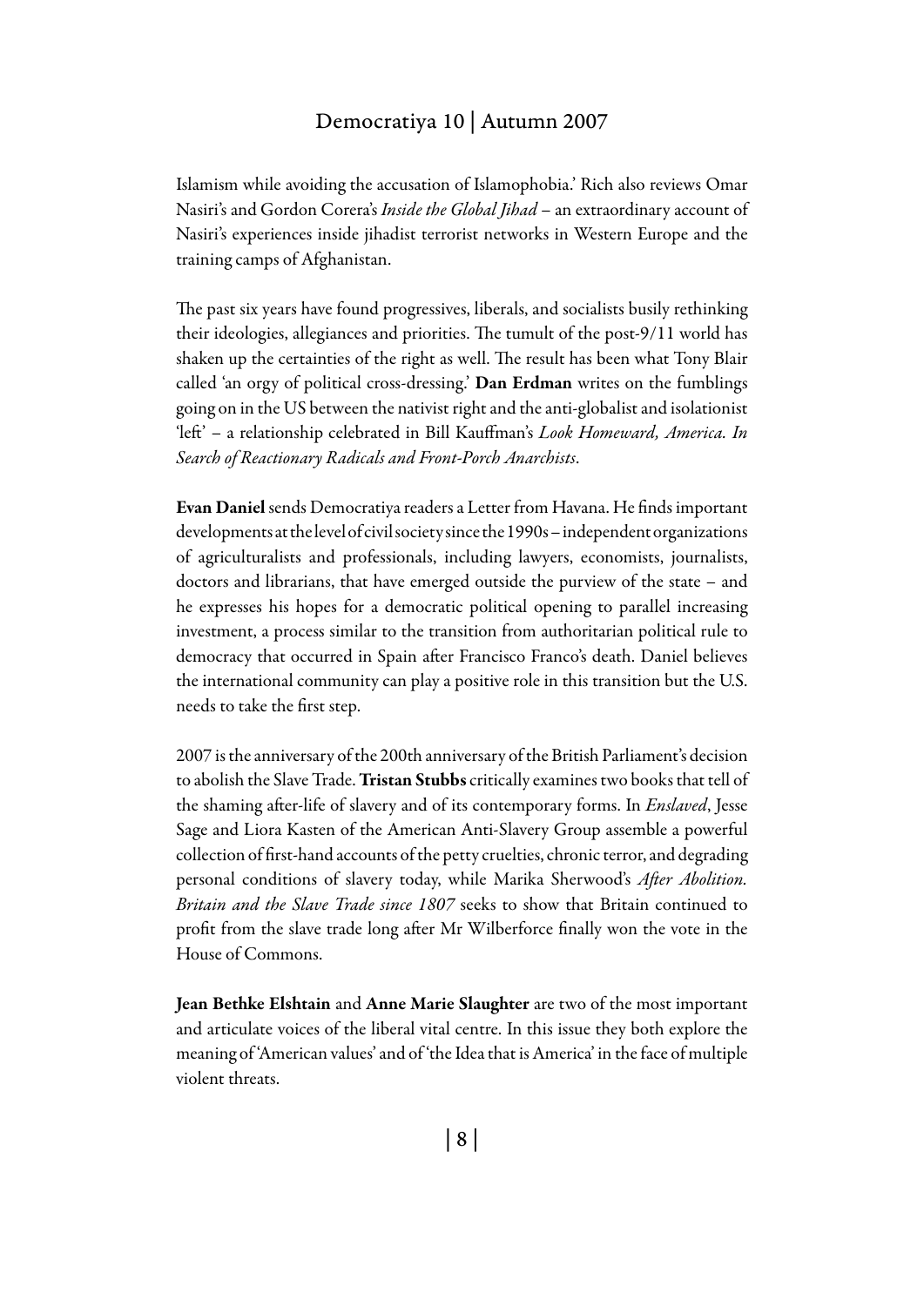Islamism while avoiding the accusation of Islamophobia.' Rich also reviews Omar Nasiri's and Gordon Corera's *Inside the Global Jihad* – an extraordinary account of Nasiri's experiences inside jihadist terrorist networks in Western Europe and the training camps of Afghanistan.

The past six years have found progressives, liberals, and socialists busily rethinking their ideologies, allegiances and priorities. The tumult of the post-9/11 world has shaken up the certainties of the right as well. The result has been what Tony Blair called 'an orgy of political cross-dressing.' **Dan Erdman** writes on the fumblings going on in the US between the nativist right and the anti-globalist and isolationist 'left' – a relationship celebrated in Bill Kauffman's *Look Homeward, America. In Search of Reactionary Radicals and Front-Porch Anarchists*.

**Evan Daniel** sends Democratiya readers a Letter from Havana. He finds important developments at the level of civil society since the 1990s – independent organizations of agriculturalists and professionals, including lawyers, economists, journalists, doctors and librarians, that have emerged outside the purview of the state – and he expresses his hopes for a democratic political opening to parallel increasing investment, a process similar to the transition from authoritarian political rule to democracy that occurred in Spain after Francisco Franco's death. Daniel believes the international community can play a positive role in this transition but the U.S. needs to take the first step.

2007 is the anniversary of the 200th anniversary of the British Parliament's decision to abolish the Slave Trade. **Tristan Stubbs** critically examines two books that tell of the shaming after-life of slavery and of its contemporary forms. In *Enslaved*, Jesse Sage and Liora Kasten of the American Anti-Slavery Group assemble a powerful collection of first-hand accounts of the petty cruelties, chronic terror, and degrading personal conditions of slavery today, while Marika Sherwood's *After Abolition. Britain and the Slave Trade since 1807* seeks to show that Britain continued to profit from the slave trade long after Mr Wilberforce finally won the vote in the House of Commons.

**Jean Bethke Elshtain** and **Anne Marie Slaughter** are two of the most important and articulate voices of the liberal vital centre. In this issue they both explore the meaning of 'American values' and of 'the Idea that is America' in the face of multiple violent threats.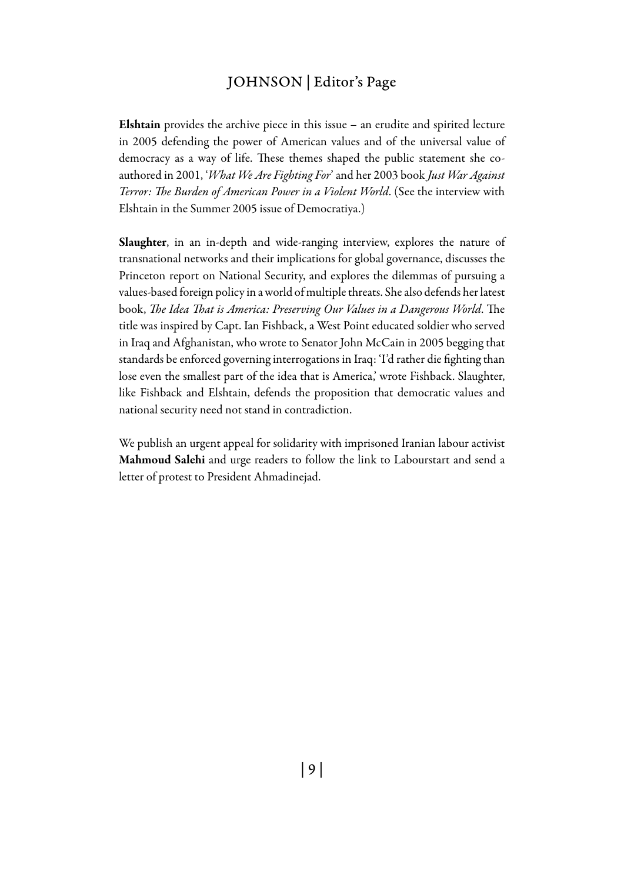**Elshtain** provides the archive piece in this issue – an erudite and spirited lecture in 2005 defending the power of American values and of the universal value of democracy as a way of life. These themes shaped the public statement she co-authored in 2001, '*What We Are Fighting For*' and her 2003 book *Just War Against Terror: The Burden of American Power in a Violent World*. (See the interview with Elshtain in the Summer 2005 issue of Democratiya.)

**Slaughter**, in an in-depth and wide-ranging interview, explores the nature of transnational networks and their implications for global governance, discusses the Princeton report on National Security, and explores the dilemmas of pursuing a values-based foreign policy in a world of multiple threats. She also defends her latest book, *The Idea That is America: Preserving Our Values in a Dangerous World*. The title was inspired by Capt. Ian Fishback, a West Point educated soldier who served in Iraq and Afghanistan, who wrote to Senator John McCain in 2005 begging that standards be enforced governing interrogations in Iraq: 'I'd rather die fighting than lose even the smallest part of the idea that is America,' wrote Fishback. Slaughter, like Fishback and Elshtain, defends the proposition that democratic values and national security need not stand in contradiction.

We publish an urgent appeal for solidarity with imprisoned Iranian labour activist **Mahmoud Salehi** and urge readers to follow the link to Labourstart and send a letter of protest to President Ahmadinejad.